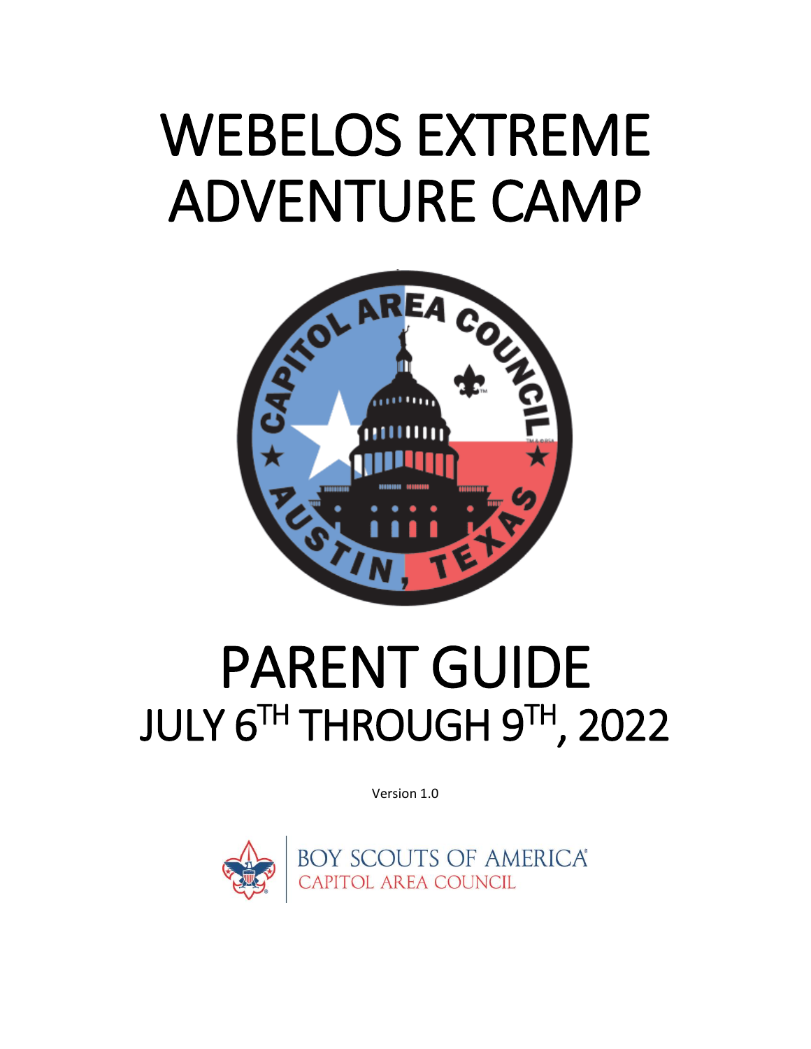# WEBELOS EXTREME ADVENTURE CAMP

# PARENT GUIDE

## JULY 6TH THROUGH 9TH, 2022

Version 1.0

BOY SCOUTS OF AMERICA
CAPITOL AREA COUNCIL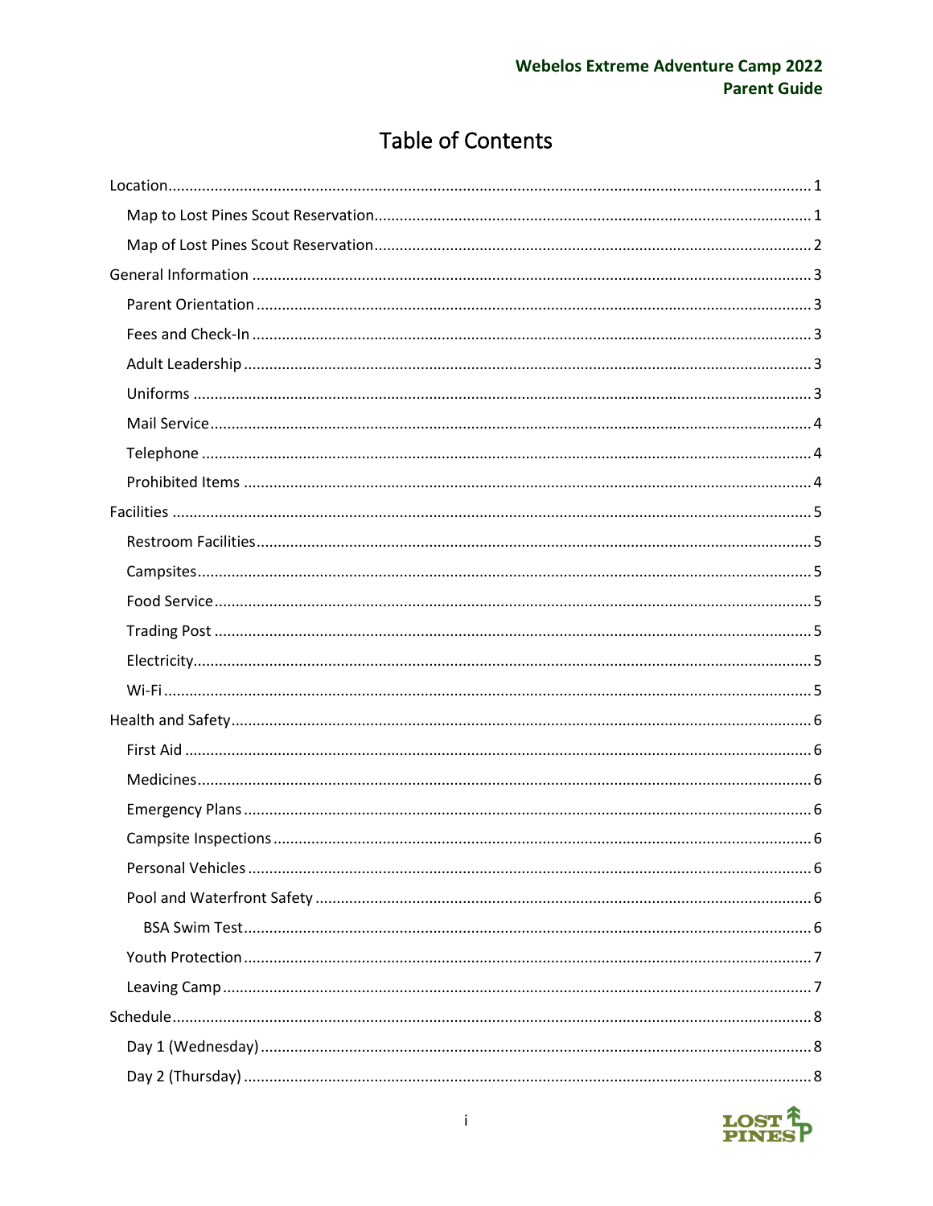# Table of Contents

- Location ........ 1
  - Map to Lost Pines Scout Reservation ........ 1
  - Map of Lost Pines Scout Reservation ........ 2
- General Information ........ 3
  - Parent Orientation ........ 3
  - Fees and Check-In ........ 3
  - Adult Leadership ........ 3
  - Uniforms ........ 3
  - Mail Service ........ 4
  - Telephone ........ 4
  - Prohibited Items ........ 4
- Facilities ........ 5
  - Restroom Facilities ........ 5
  - Campsites ........ 5
  - Food Service ........ 5
  - Trading Post ........ 5
  - Electricity ........ 5
  - Wi-Fi ........ 5
- Health and Safety ........ 6
  - First Aid ........ 6
  - Medicines ........ 6
  - Emergency Plans ........ 6
  - Campsite Inspections ........ 6
  - Personal Vehicles ........ 6
  - Pool and Waterfront Safety ........ 6
    - BSA Swim Test ........ 6
  - Youth Protection ........ 7
  - Leaving Camp ........ 7
- Schedule ........ 8
  - Day 1 (Wednesday) ........ 8
  - Day 2 (Thursday) ........ 8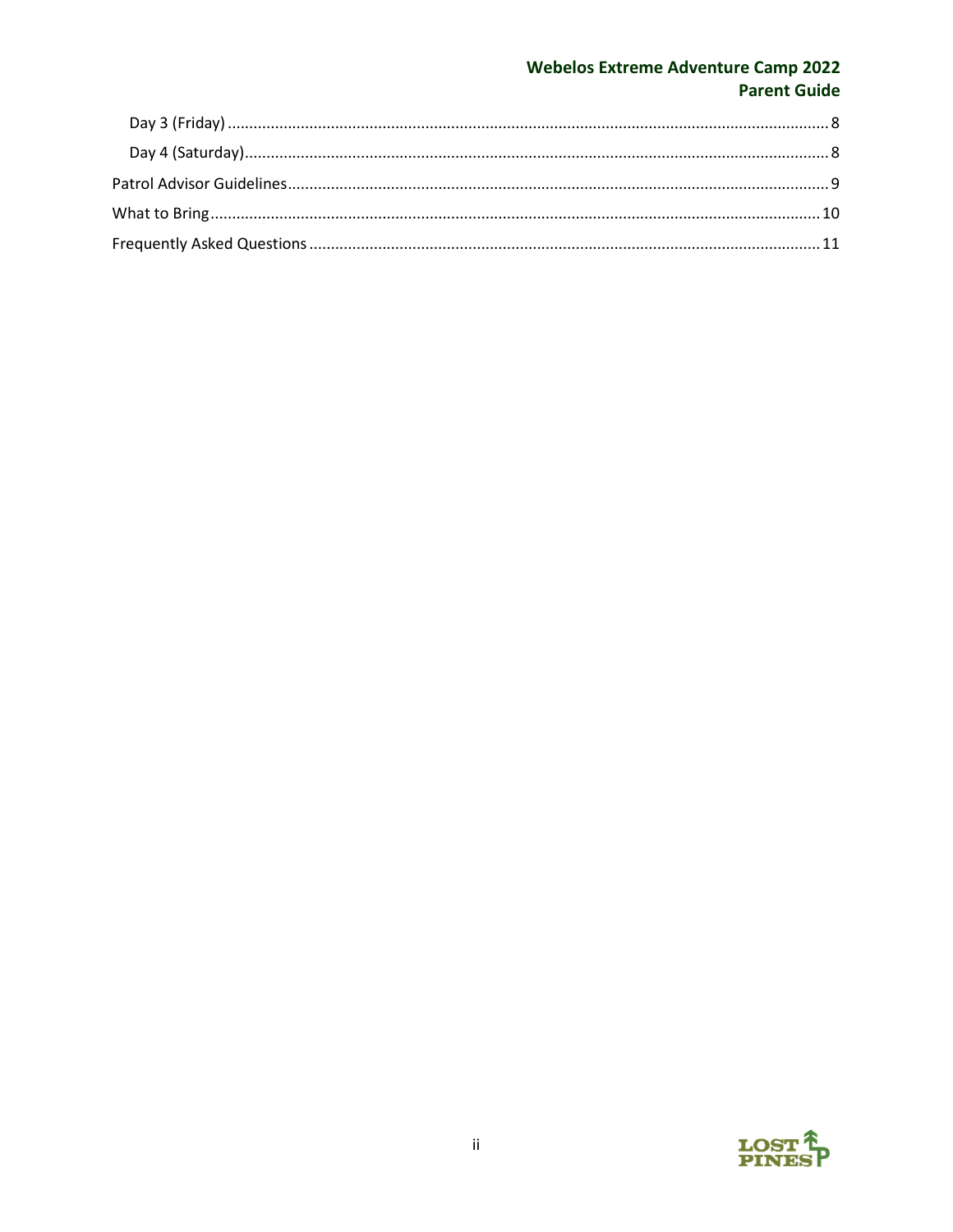- Day 3 (Friday) ........ 8
- Day 4 (Saturday) ........ 8

Patrol Advisor Guidelines ........ 9

What to Bring ........ 10

Frequently Asked Questions ........ 11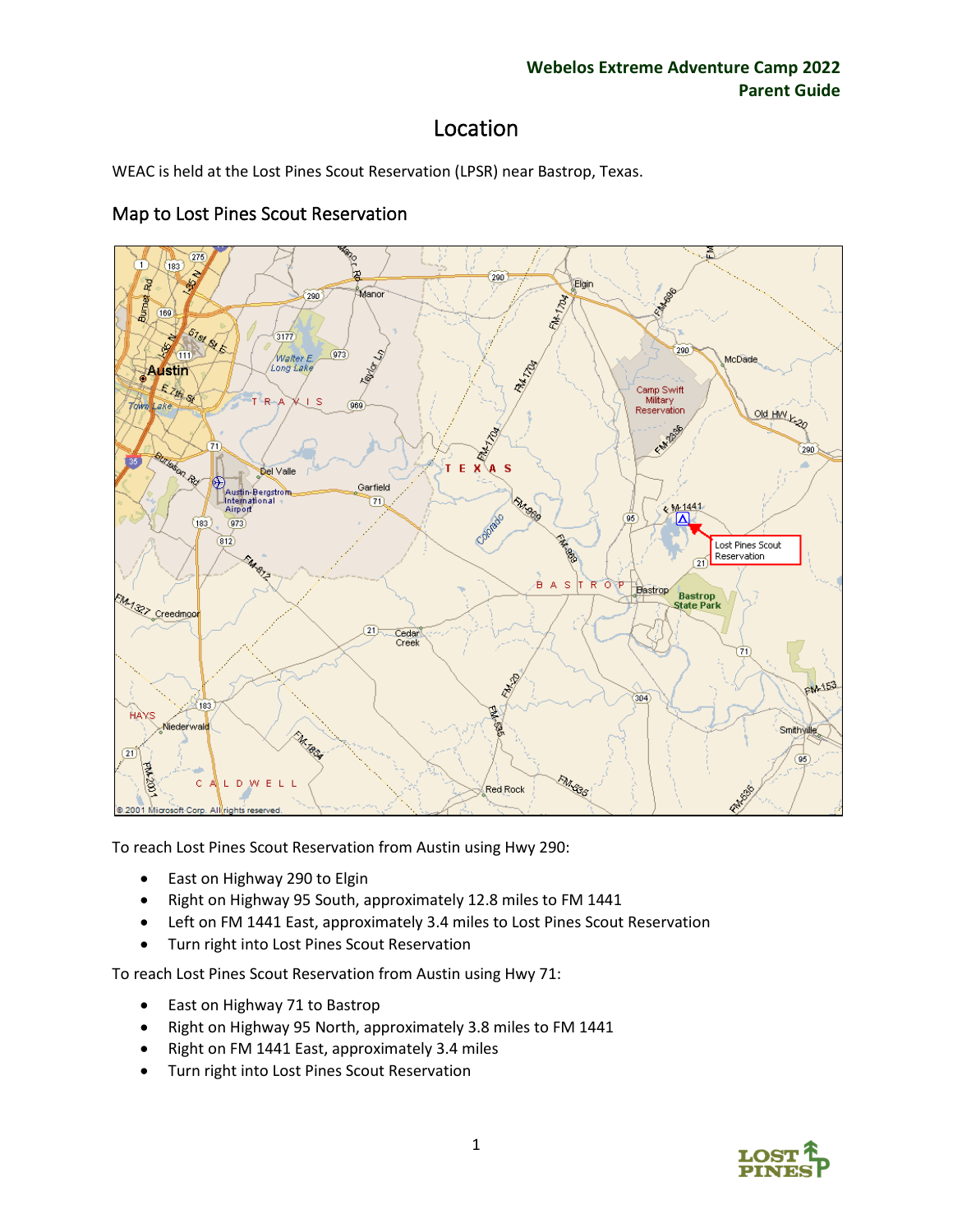# Location

WEAC is held at the Lost Pines Scout Reservation (LPSR) near Bastrop, Texas.

## Map to Lost Pines Scout Reservation

To reach Lost Pines Scout Reservation from Austin using Hwy 290:

- East on Highway 290 to Elgin
- Right on Highway 95 South, approximately 12.8 miles to FM 1441
- Left on FM 1441 East, approximately 3.4 miles to Lost Pines Scout Reservation
- Turn right into Lost Pines Scout Reservation

To reach Lost Pines Scout Reservation from Austin using Hwy 71:

- East on Highway 71 to Bastrop
- Right on Highway 95 North, approximately 3.8 miles to FM 1441
- Right on FM 1441 East, approximately 3.4 miles
- Turn right into Lost Pines Scout Reservation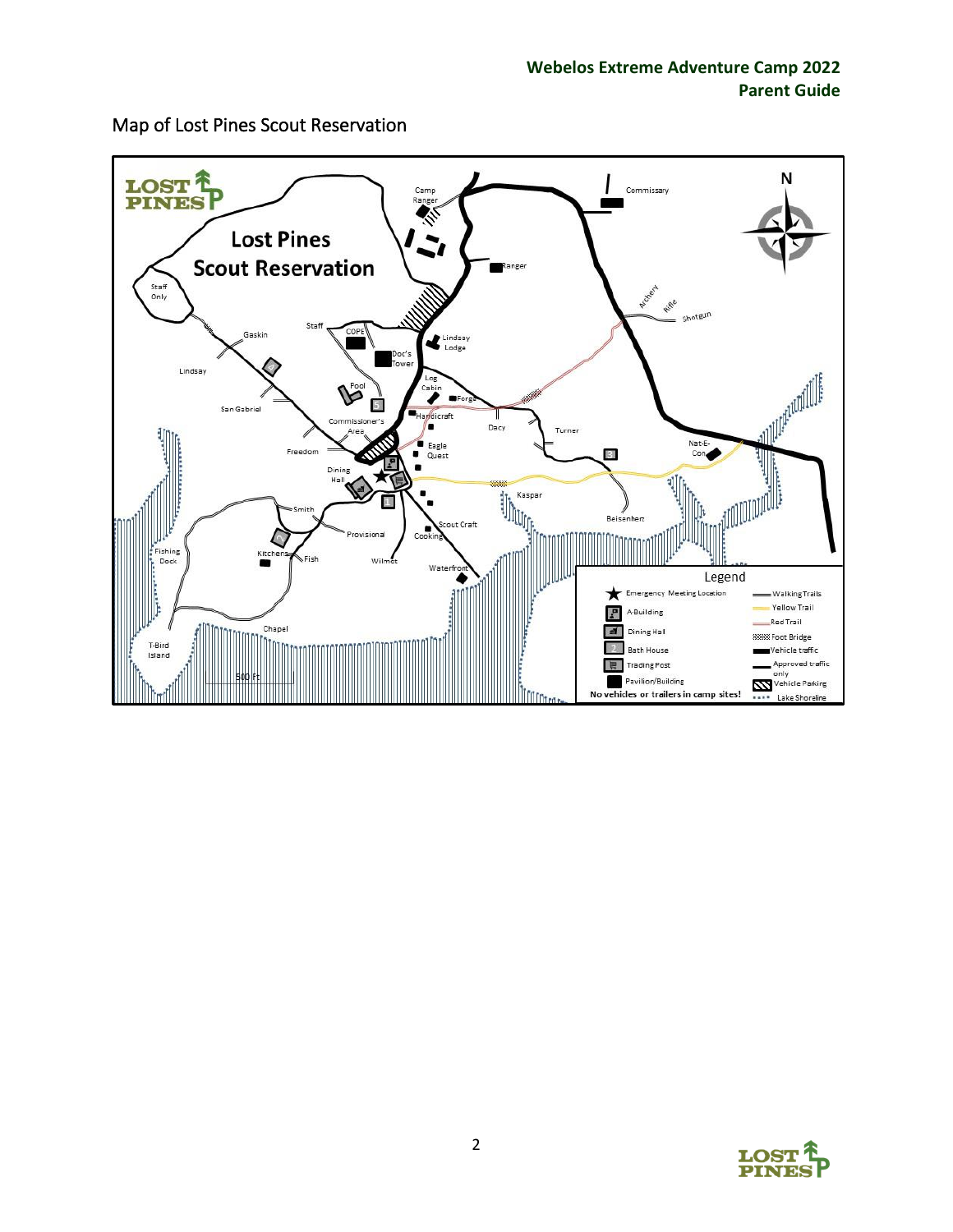## Map of Lost Pines Scout Reservation

Lost Pines Scout Reservation

Staff Only, Gaskin, Staff, COPE, Doc's Tower, Lindsay Lodge, Camp Ranger, Ranger, Commissary, Archery, Rifle, Shotgun, Lindsay, San Gabriel, Pool, Log Cabin, Forge, Handicraft, Dacy, Turner, Commissioner's Area, Freedom, Eagle Quest, Nat-E-Con, Dining Hall, Kaspar, Beisenherz, Smith, Provisional, Scout Craft, Cooking, Fishing Dock, Kitchens, Fish, Wilmot, Waterfront, Chapel, T-Bird Island, 500 Ft

**Legend**

| | | | |
|---|---|---|---|
| ★ | Emergency Meeting Location | | Walking Trails |
| | A Building | | Yellow Trail |
| | Dining Hall | | Red Trail |
| | Bath House | | Foot Bridge |
| | Trading Post | | Vehicle traffic |
| | Pavilion/Building | | Approved traffic only |
| | | | Vehicle Parking |
| | | | Lake Shoreline |

**No vehicles or trailers in camp sites!**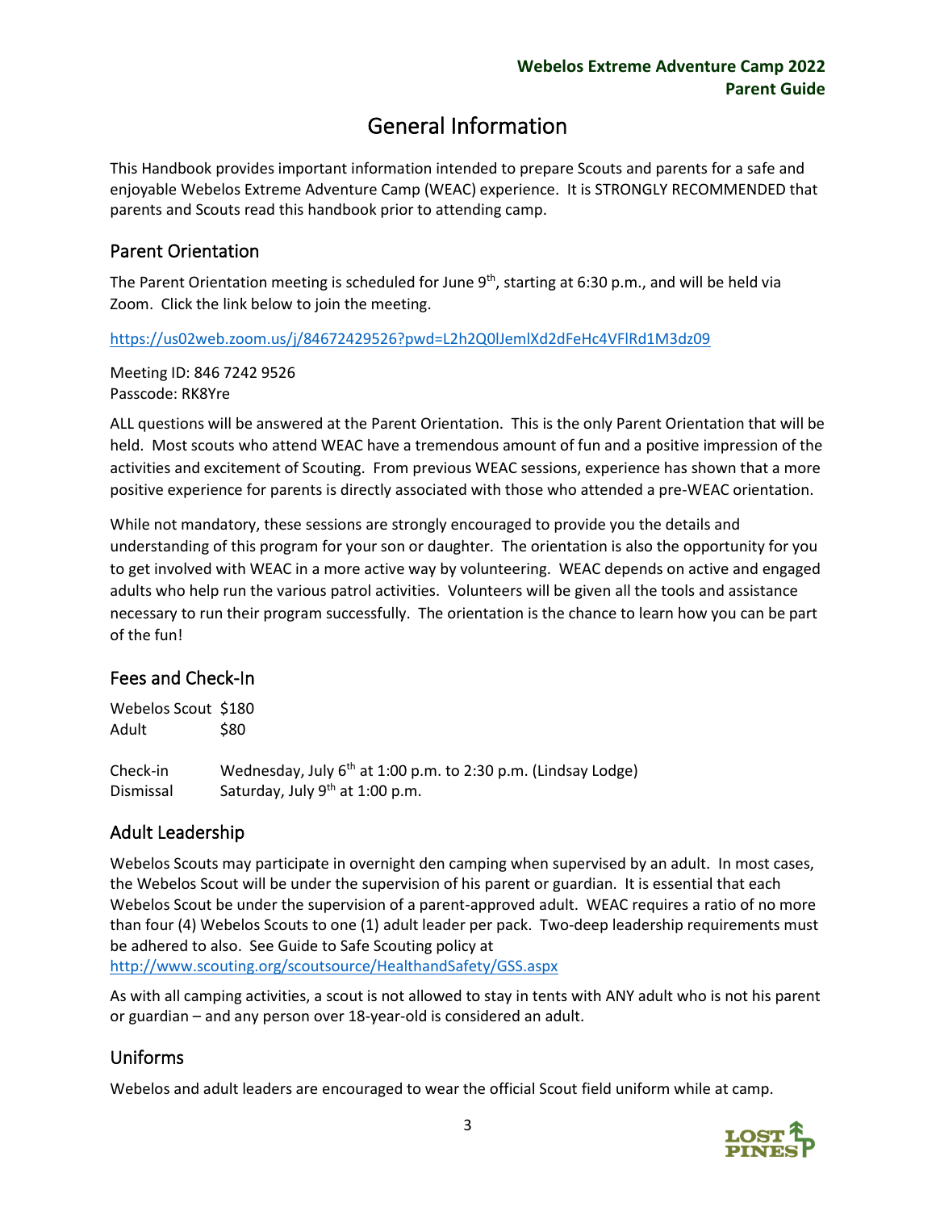# General Information

This Handbook provides important information intended to prepare Scouts and parents for a safe and enjoyable Webelos Extreme Adventure Camp (WEAC) experience. It is STRONGLY RECOMMENDED that parents and Scouts read this handbook prior to attending camp.

## Parent Orientation

The Parent Orientation meeting is scheduled for June 9th, starting at 6:30 p.m., and will be held via Zoom. Click the link below to join the meeting.

https://us02web.zoom.us/j/84672429526?pwd=L2h2Q0lJemlXd2dFeHc4VFlRd1M3dz09

Meeting ID: 846 7242 9526
Passcode: RK8Yre

ALL questions will be answered at the Parent Orientation. This is the only Parent Orientation that will be held. Most scouts who attend WEAC have a tremendous amount of fun and a positive impression of the activities and excitement of Scouting. From previous WEAC sessions, experience has shown that a more positive experience for parents is directly associated with those who attended a pre-WEAC orientation.

While not mandatory, these sessions are strongly encouraged to provide you the details and understanding of this program for your son or daughter. The orientation is also the opportunity for you to get involved with WEAC in a more active way by volunteering. WEAC depends on active and engaged adults who help run the various patrol activities. Volunteers will be given all the tools and assistance necessary to run their program successfully. The orientation is the chance to learn how you can be part of the fun!

## Fees and Check-In

| | |
|---|---|
| Webelos Scout | $180 |
| Adult | $80 |

| | |
|---|---|
| Check-in | Wednesday, July 6th at 1:00 p.m. to 2:30 p.m. (Lindsay Lodge) |
| Dismissal | Saturday, July 9th at 1:00 p.m. |

## Adult Leadership

Webelos Scouts may participate in overnight den camping when supervised by an adult. In most cases, the Webelos Scout will be under the supervision of his parent or guardian. It is essential that each Webelos Scout be under the supervision of a parent-approved adult. WEAC requires a ratio of no more than four (4) Webelos Scouts to one (1) adult leader per pack. Two-deep leadership requirements must be adhered to also. See Guide to Safe Scouting policy at http://www.scouting.org/scoutsource/HealthandSafety/GSS.aspx

As with all camping activities, a scout is not allowed to stay in tents with ANY adult who is not his parent or guardian – and any person over 18-year-old is considered an adult.

## Uniforms

Webelos and adult leaders are encouraged to wear the official Scout field uniform while at camp.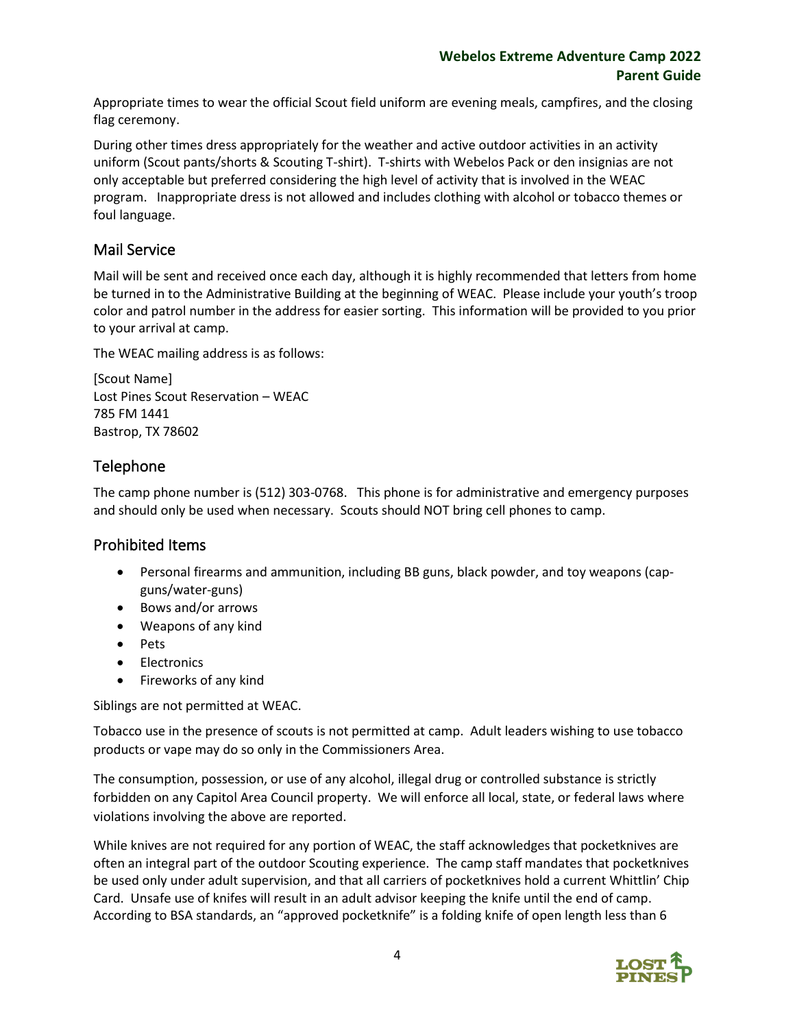Appropriate times to wear the official Scout field uniform are evening meals, campfires, and the closing flag ceremony.

During other times dress appropriately for the weather and active outdoor activities in an activity uniform (Scout pants/shorts & Scouting T-shirt). T-shirts with Webelos Pack or den insignias are not only acceptable but preferred considering the high level of activity that is involved in the WEAC program. Inappropriate dress is not allowed and includes clothing with alcohol or tobacco themes or foul language.

## Mail Service

Mail will be sent and received once each day, although it is highly recommended that letters from home be turned in to the Administrative Building at the beginning of WEAC. Please include your youth's troop color and patrol number in the address for easier sorting. This information will be provided to you prior to your arrival at camp.

The WEAC mailing address is as follows:

[Scout Name]
Lost Pines Scout Reservation – WEAC
785 FM 1441
Bastrop, TX 78602

## Telephone

The camp phone number is (512) 303-0768. This phone is for administrative and emergency purposes and should only be used when necessary. Scouts should NOT bring cell phones to camp.

## Prohibited Items

- Personal firearms and ammunition, including BB guns, black powder, and toy weapons (cap-guns/water-guns)
- Bows and/or arrows
- Weapons of any kind
- Pets
- Electronics
- Fireworks of any kind

Siblings are not permitted at WEAC.

Tobacco use in the presence of scouts is not permitted at camp. Adult leaders wishing to use tobacco products or vape may do so only in the Commissioners Area.

The consumption, possession, or use of any alcohol, illegal drug or controlled substance is strictly forbidden on any Capitol Area Council property. We will enforce all local, state, or federal laws where violations involving the above are reported.

While knives are not required for any portion of WEAC, the staff acknowledges that pocketknives are often an integral part of the outdoor Scouting experience. The camp staff mandates that pocketknives be used only under adult supervision, and that all carriers of pocketknives hold a current Whittlin' Chip Card. Unsafe use of knifes will result in an adult advisor keeping the knife until the end of camp. According to BSA standards, an "approved pocketknife" is a folding knife of open length less than 6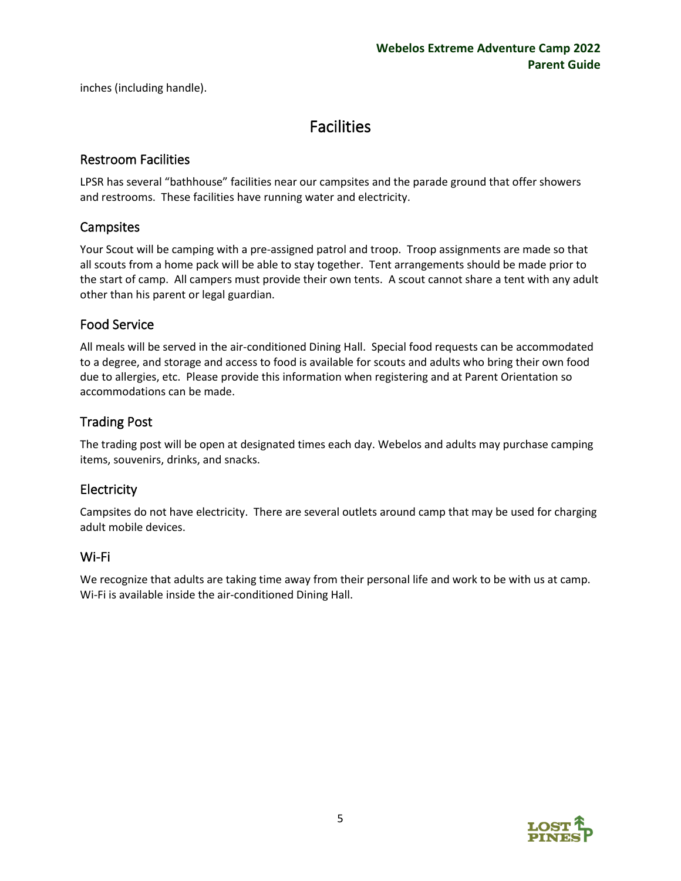inches (including handle).

# Facilities

## Restroom Facilities

LPSR has several “bathhouse” facilities near our campsites and the parade ground that offer showers and restrooms. These facilities have running water and electricity.

## Campsites

Your Scout will be camping with a pre-assigned patrol and troop. Troop assignments are made so that all scouts from a home pack will be able to stay together. Tent arrangements should be made prior to the start of camp. All campers must provide their own tents. A scout cannot share a tent with any adult other than his parent or legal guardian.

## Food Service

All meals will be served in the air-conditioned Dining Hall. Special food requests can be accommodated to a degree, and storage and access to food is available for scouts and adults who bring their own food due to allergies, etc. Please provide this information when registering and at Parent Orientation so accommodations can be made.

## Trading Post

The trading post will be open at designated times each day. Webelos and adults may purchase camping items, souvenirs, drinks, and snacks.

## Electricity

Campsites do not have electricity. There are several outlets around camp that may be used for charging adult mobile devices.

## Wi-Fi

We recognize that adults are taking time away from their personal life and work to be with us at camp. Wi-Fi is available inside the air-conditioned Dining Hall.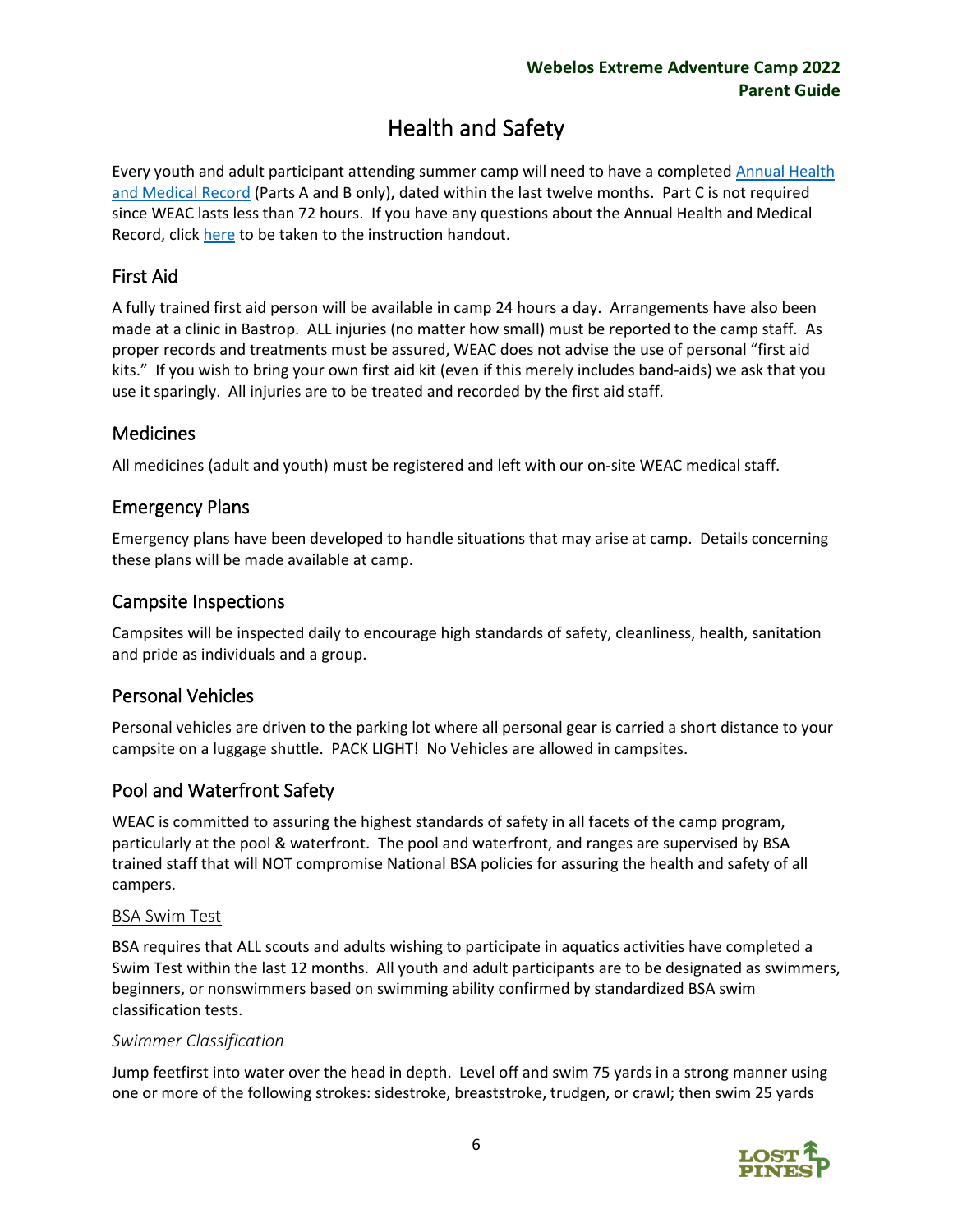# Health and Safety

Every youth and adult participant attending summer camp will need to have a completed [Annual Health and Medical Record]() (Parts A and B only), dated within the last twelve months. Part C is not required since WEAC lasts less than 72 hours. If you have any questions about the Annual Health and Medical Record, click [here]() to be taken to the instruction handout.

## First Aid

A fully trained first aid person will be available in camp 24 hours a day. Arrangements have also been made at a clinic in Bastrop. ALL injuries (no matter how small) must be reported to the camp staff. As proper records and treatments must be assured, WEAC does not advise the use of personal "first aid kits." If you wish to bring your own first aid kit (even if this merely includes band-aids) we ask that you use it sparingly. All injuries are to be treated and recorded by the first aid staff.

## Medicines

All medicines (adult and youth) must be registered and left with our on-site WEAC medical staff.

## Emergency Plans

Emergency plans have been developed to handle situations that may arise at camp. Details concerning these plans will be made available at camp.

## Campsite Inspections

Campsites will be inspected daily to encourage high standards of safety, cleanliness, health, sanitation and pride as individuals and a group.

## Personal Vehicles

Personal vehicles are driven to the parking lot where all personal gear is carried a short distance to your campsite on a luggage shuttle. PACK LIGHT! No Vehicles are allowed in campsites.

## Pool and Waterfront Safety

WEAC is committed to assuring the highest standards of safety in all facets of the camp program, particularly at the pool & waterfront. The pool and waterfront, and ranges are supervised by BSA trained staff that will NOT compromise National BSA policies for assuring the health and safety of all campers.

### BSA Swim Test

BSA requires that ALL scouts and adults wishing to participate in aquatics activities have completed a Swim Test within the last 12 months. All youth and adult participants are to be designated as swimmers, beginners, or nonswimmers based on swimming ability confirmed by standardized BSA swim classification tests.

#### *Swimmer Classification*

Jump feetfirst into water over the head in depth. Level off and swim 75 yards in a strong manner using one or more of the following strokes: sidestroke, breaststroke, trudgen, or crawl; then swim 25 yards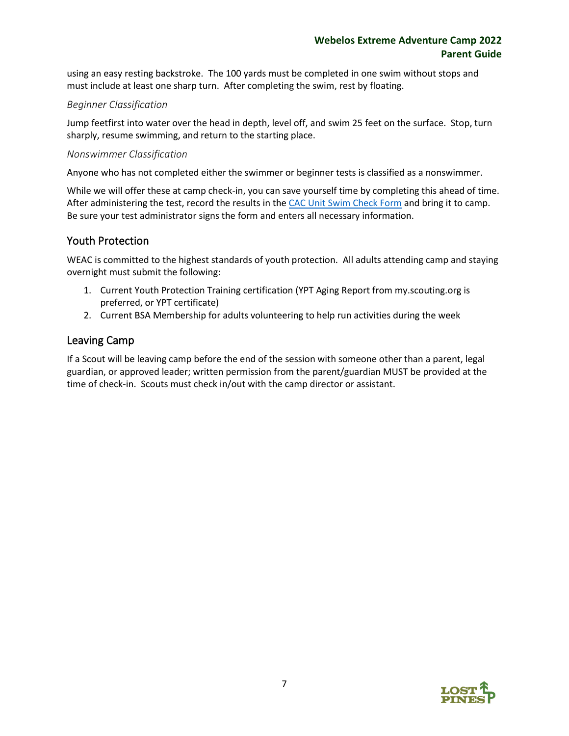using an easy resting backstroke. The 100 yards must be completed in one swim without stops and must include at least one sharp turn. After completing the swim, rest by floating.

### *Beginner Classification*

Jump feetfirst into water over the head in depth, level off, and swim 25 feet on the surface. Stop, turn sharply, resume swimming, and return to the starting place.

### *Nonswimmer Classification*

Anyone who has not completed either the swimmer or beginner tests is classified as a nonswimmer.

While we will offer these at camp check-in, you can save yourself time by completing this ahead of time. After administering the test, record the results in the CAC Unit Swim Check Form and bring it to camp. Be sure your test administrator signs the form and enters all necessary information.

## Youth Protection

WEAC is committed to the highest standards of youth protection. All adults attending camp and staying overnight must submit the following:

1. Current Youth Protection Training certification (YPT Aging Report from my.scouting.org is preferred, or YPT certificate)
2. Current BSA Membership for adults volunteering to help run activities during the week

## Leaving Camp

If a Scout will be leaving camp before the end of the session with someone other than a parent, legal guardian, or approved leader; written permission from the parent/guardian MUST be provided at the time of check-in. Scouts must check in/out with the camp director or assistant.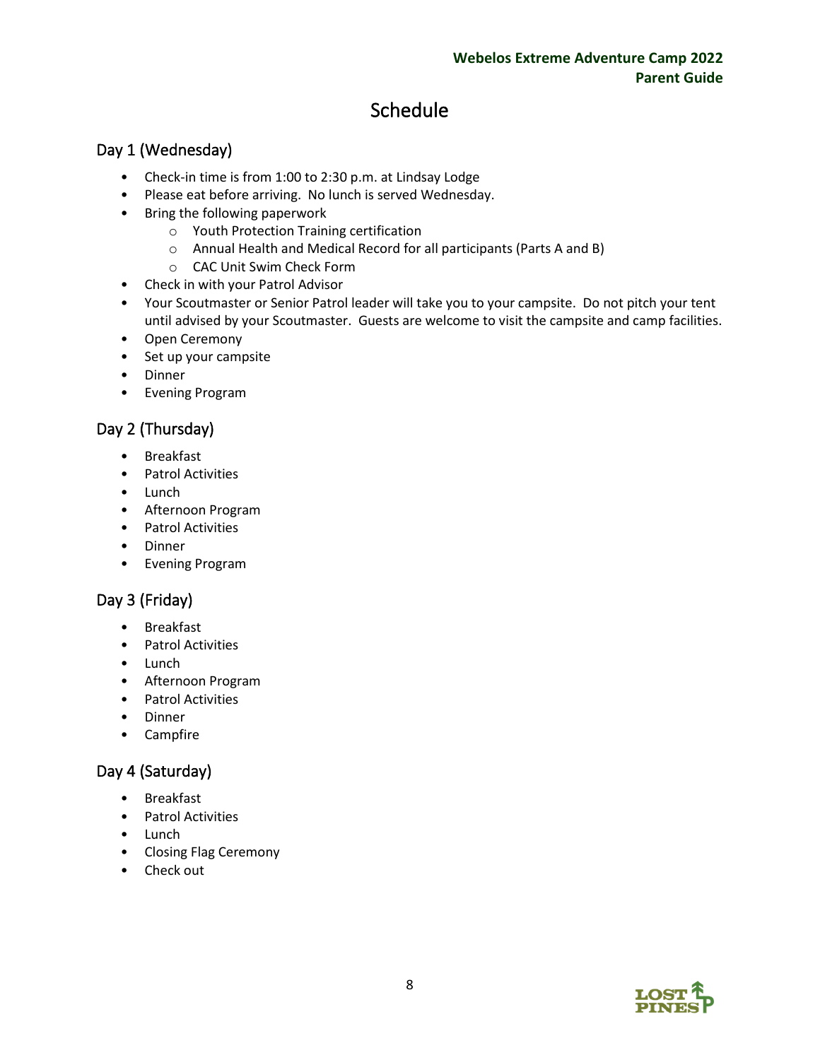# Schedule

## Day 1 (Wednesday)

- Check-in time is from 1:00 to 2:30 p.m. at Lindsay Lodge
- Please eat before arriving. No lunch is served Wednesday.
- Bring the following paperwork
  - Youth Protection Training certification
  - Annual Health and Medical Record for all participants (Parts A and B)
  - CAC Unit Swim Check Form
- Check in with your Patrol Advisor
- Your Scoutmaster or Senior Patrol leader will take you to your campsite. Do not pitch your tent until advised by your Scoutmaster. Guests are welcome to visit the campsite and camp facilities.
- Open Ceremony
- Set up your campsite
- Dinner
- Evening Program

## Day 2 (Thursday)

- Breakfast
- Patrol Activities
- Lunch
- Afternoon Program
- Patrol Activities
- Dinner
- Evening Program

## Day 3 (Friday)

- Breakfast
- Patrol Activities
- Lunch
- Afternoon Program
- Patrol Activities
- Dinner
- Campfire

## Day 4 (Saturday)

- Breakfast
- Patrol Activities
- Lunch
- Closing Flag Ceremony
- Check out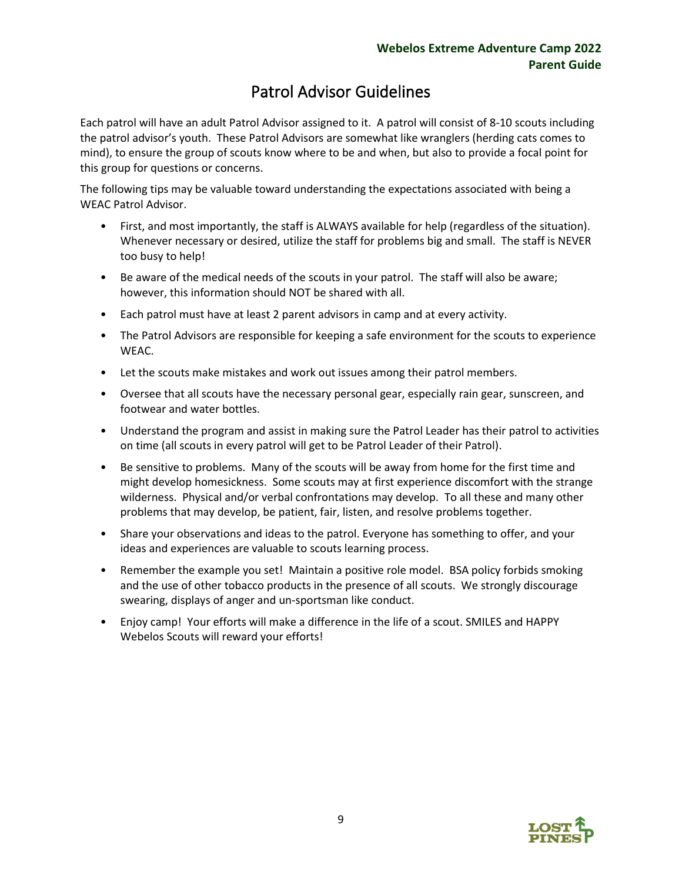# Patrol Advisor Guidelines

Each patrol will have an adult Patrol Advisor assigned to it. A patrol will consist of 8-10 scouts including the patrol advisor's youth. These Patrol Advisors are somewhat like wranglers (herding cats comes to mind), to ensure the group of scouts know where to be and when, but also to provide a focal point for this group for questions or concerns.

The following tips may be valuable toward understanding the expectations associated with being a WEAC Patrol Advisor.

- First, and most importantly, the staff is ALWAYS available for help (regardless of the situation). Whenever necessary or desired, utilize the staff for problems big and small. The staff is NEVER too busy to help!
- Be aware of the medical needs of the scouts in your patrol. The staff will also be aware; however, this information should NOT be shared with all.
- Each patrol must have at least 2 parent advisors in camp and at every activity.
- The Patrol Advisors are responsible for keeping a safe environment for the scouts to experience WEAC.
- Let the scouts make mistakes and work out issues among their patrol members.
- Oversee that all scouts have the necessary personal gear, especially rain gear, sunscreen, and footwear and water bottles.
- Understand the program and assist in making sure the Patrol Leader has their patrol to activities on time (all scouts in every patrol will get to be Patrol Leader of their Patrol).
- Be sensitive to problems. Many of the scouts will be away from home for the first time and might develop homesickness. Some scouts may at first experience discomfort with the strange wilderness. Physical and/or verbal confrontations may develop. To all these and many other problems that may develop, be patient, fair, listen, and resolve problems together.
- Share your observations and ideas to the patrol. Everyone has something to offer, and your ideas and experiences are valuable to scouts learning process.
- Remember the example you set! Maintain a positive role model. BSA policy forbids smoking and the use of other tobacco products in the presence of all scouts. We strongly discourage swearing, displays of anger and un-sportsman like conduct.
- Enjoy camp! Your efforts will make a difference in the life of a scout. SMILES and HAPPY Webelos Scouts will reward your efforts!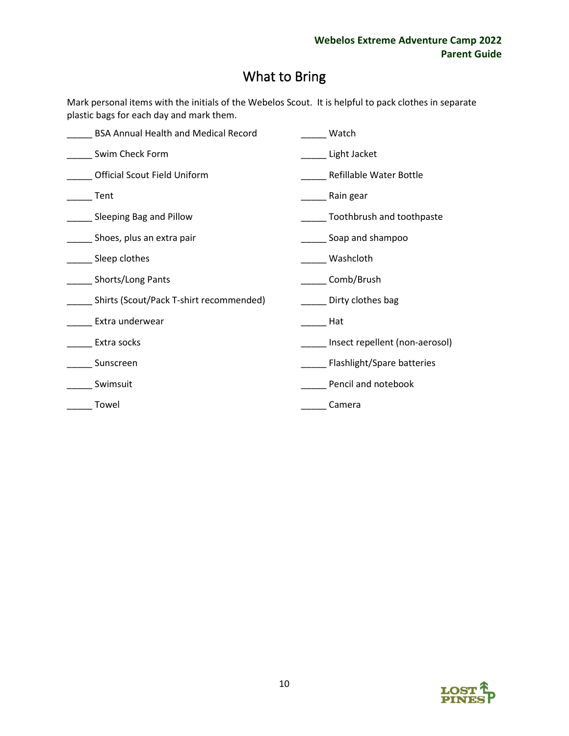# What to Bring

Mark personal items with the initials of the Webelos Scout. It is helpful to pack clothes in separate plastic bags for each day and mark them.

_____ BSA Annual Health and Medical Record

_____ Swim Check Form

_____ Official Scout Field Uniform

_____ Tent

_____ Sleeping Bag and Pillow

_____ Shoes, plus an extra pair

_____ Sleep clothes

_____ Shorts/Long Pants

_____ Shirts (Scout/Pack T-shirt recommended)

_____ Extra underwear

_____ Extra socks

_____ Sunscreen

_____ Swimsuit

_____ Towel

_____ Watch

_____ Light Jacket

_____ Refillable Water Bottle

_____ Rain gear

_____ Toothbrush and toothpaste

_____ Soap and shampoo

_____ Washcloth

_____ Comb/Brush

_____ Dirty clothes bag

_____ Hat

_____ Insect repellent (non-aerosol)

_____ Flashlight/Spare batteries

_____ Pencil and notebook

_____ Camera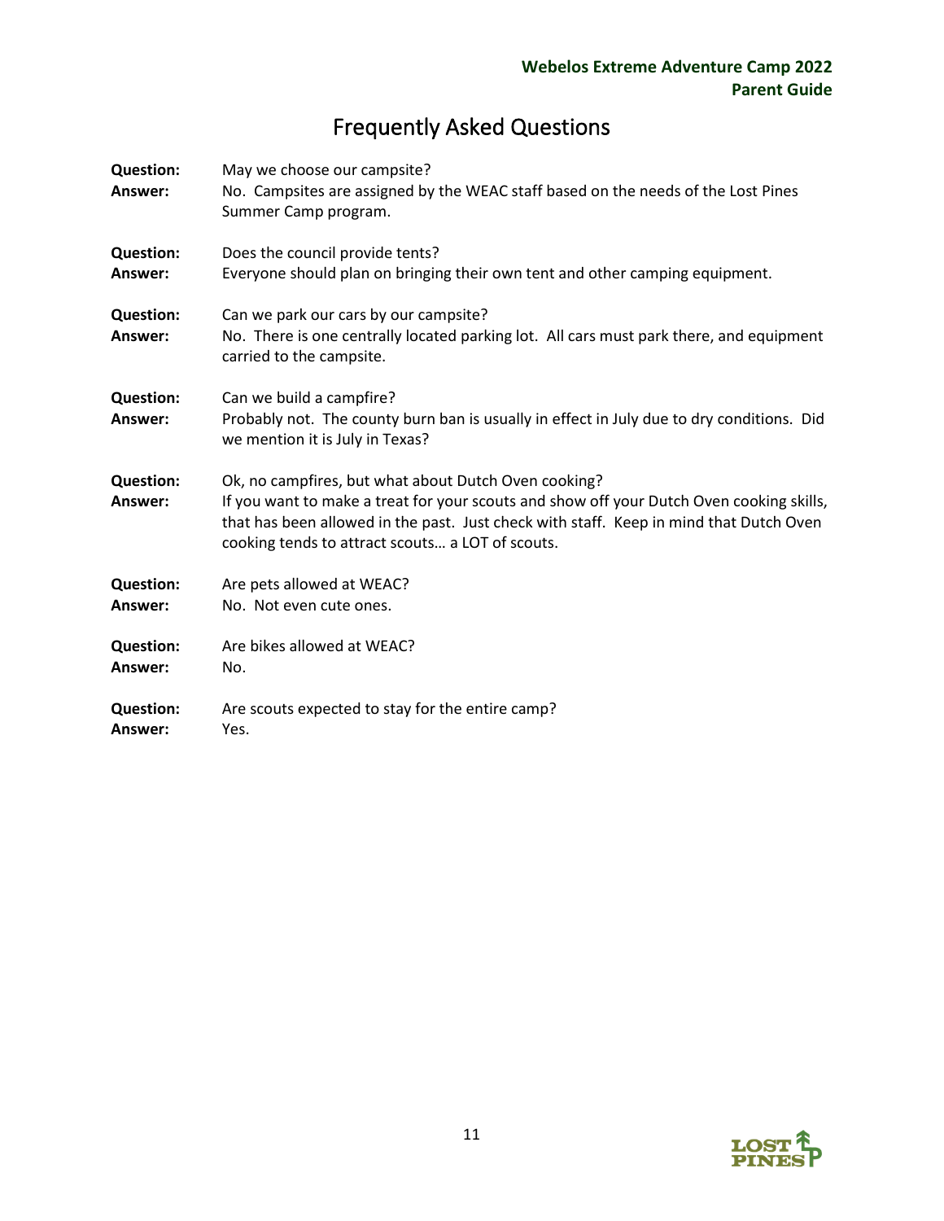# Frequently Asked Questions

**Question:** May we choose our campsite?
**Answer:** No. Campsites are assigned by the WEAC staff based on the needs of the Lost Pines Summer Camp program.

**Question:** Does the council provide tents?
**Answer:** Everyone should plan on bringing their own tent and other camping equipment.

**Question:** Can we park our cars by our campsite?
**Answer:** No. There is one centrally located parking lot. All cars must park there, and equipment carried to the campsite.

**Question:** Can we build a campfire?
**Answer:** Probably not. The county burn ban is usually in effect in July due to dry conditions. Did we mention it is July in Texas?

**Question:** Ok, no campfires, but what about Dutch Oven cooking?
**Answer:** If you want to make a treat for your scouts and show off your Dutch Oven cooking skills, that has been allowed in the past. Just check with staff. Keep in mind that Dutch Oven cooking tends to attract scouts… a LOT of scouts.

**Question:** Are pets allowed at WEAC?
**Answer:** No. Not even cute ones.

**Question:** Are bikes allowed at WEAC?
**Answer:** No.

**Question:** Are scouts expected to stay for the entire camp?
**Answer:** Yes.